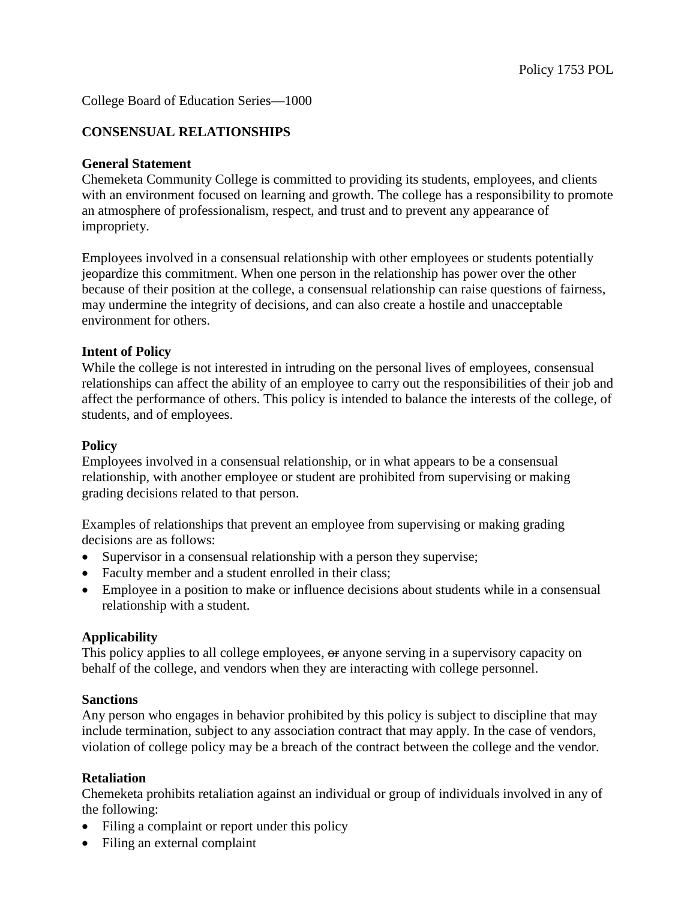Policy 1753 POL

College Board of Education Series—1000

# CONSENSUAL RELATIONSHIPS

## General Statement

Chemeketa Community College is committed to providing its students, employees, and clients with an environment focused on learning and growth. The college has a responsibility to promote an atmosphere of professionalism, respect, and trust and to prevent any appearance of impropriety.

Employees involved in a consensual relationship with other employees or students potentially jeopardize this commitment. When one person in the relationship has power over the other because of their position at the college, a consensual relationship can raise questions of fairness, may undermine the integrity of decisions, and can also create a hostile and unacceptable environment for others.

## Intent of Policy

While the college is not interested in intruding on the personal lives of employees, consensual relationships can affect the ability of an employee to carry out the responsibilities of their job and affect the performance of others. This policy is intended to balance the interests of the college, of students, and of employees.

## Policy

Employees involved in a consensual relationship, or in what appears to be a consensual relationship, with another employee or student are prohibited from supervising or making grading decisions related to that person.

Examples of relationships that prevent an employee from supervising or making grading decisions are as follows:

- Supervisor in a consensual relationship with a person they supervise;
- Faculty member and a student enrolled in their class;
- Employee in a position to make or influence decisions about students while in a consensual relationship with a student.

## Applicability

This policy applies to all college employees, ~~or~~ anyone serving in a supervisory capacity on behalf of the college, and vendors when they are interacting with college personnel.

## Sanctions

Any person who engages in behavior prohibited by this policy is subject to discipline that may include termination, subject to any association contract that may apply. In the case of vendors, violation of college policy may be a breach of the contract between the college and the vendor.

## Retaliation

Chemeketa prohibits retaliation against an individual or group of individuals involved in any of the following:

- Filing a complaint or report under this policy
- Filing an external complaint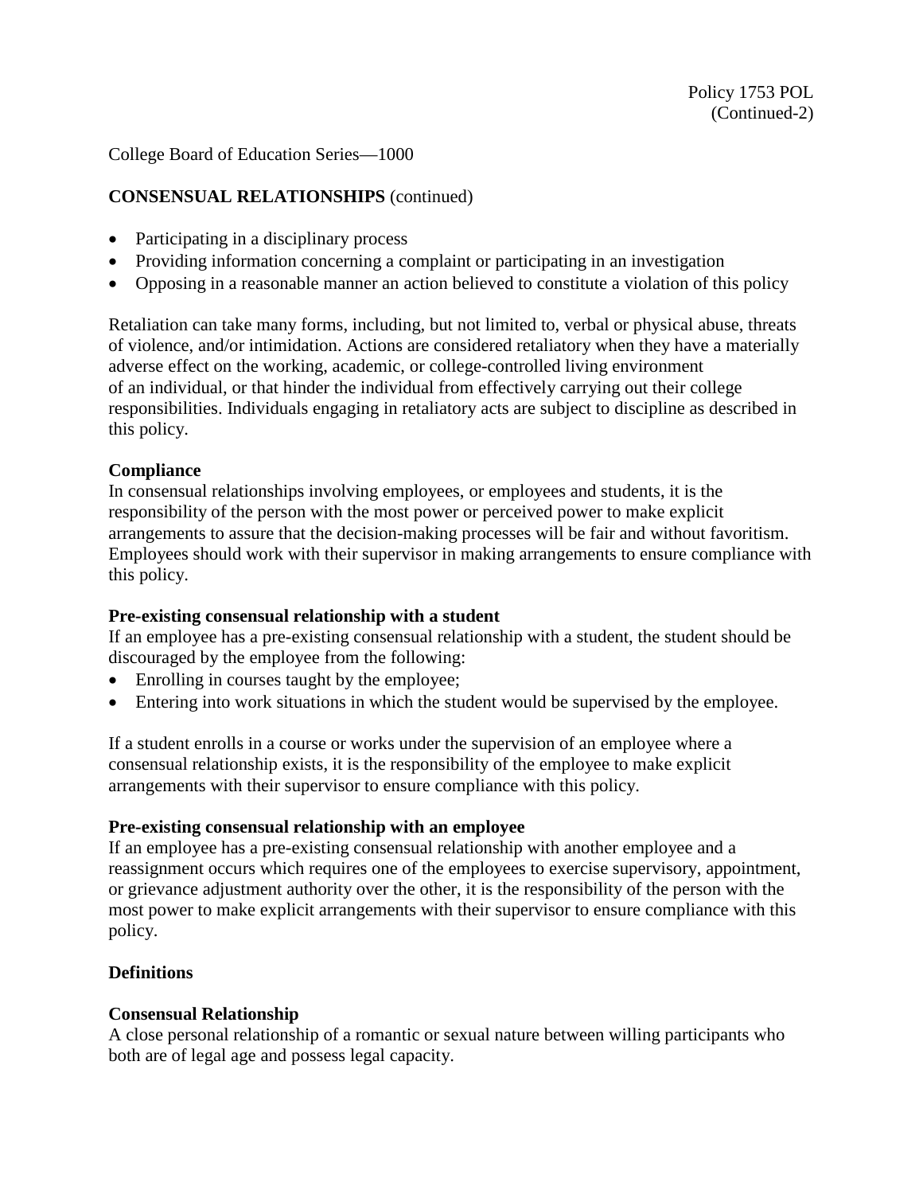College Board of Education Series—1000

**CONSENSUAL RELATIONSHIPS** (continued)

- Participating in a disciplinary process
- Providing information concerning a complaint or participating in an investigation
- Opposing in a reasonable manner an action believed to constitute a violation of this policy

Retaliation can take many forms, including, but not limited to, verbal or physical abuse, threats of violence, and/or intimidation. Actions are considered retaliatory when they have a materially adverse effect on the working, academic, or college-controlled living environment of an individual, or that hinder the individual from effectively carrying out their college responsibilities. Individuals engaging in retaliatory acts are subject to discipline as described in this policy.

**Compliance**

In consensual relationships involving employees, or employees and students, it is the responsibility of the person with the most power or perceived power to make explicit arrangements to assure that the decision-making processes will be fair and without favoritism. Employees should work with their supervisor in making arrangements to ensure compliance with this policy.

**Pre-existing consensual relationship with a student**

If an employee has a pre-existing consensual relationship with a student, the student should be discouraged by the employee from the following:

- Enrolling in courses taught by the employee;
- Entering into work situations in which the student would be supervised by the employee.

If a student enrolls in a course or works under the supervision of an employee where a consensual relationship exists, it is the responsibility of the employee to make explicit arrangements with their supervisor to ensure compliance with this policy.

**Pre-existing consensual relationship with an employee**

If an employee has a pre-existing consensual relationship with another employee and a reassignment occurs which requires one of the employees to exercise supervisory, appointment, or grievance adjustment authority over the other, it is the responsibility of the person with the most power to make explicit arrangements with their supervisor to ensure compliance with this policy.

**Definitions**

**Consensual Relationship**

A close personal relationship of a romantic or sexual nature between willing participants who both are of legal age and possess legal capacity.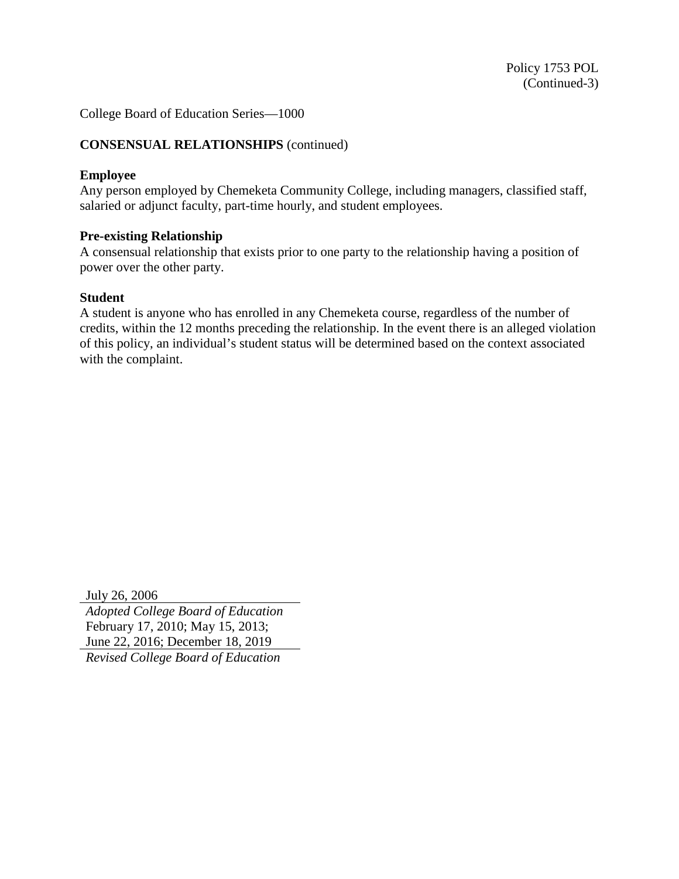College Board of Education Series—1000

**CONSENSUAL RELATIONSHIPS** (continued)

**Employee**
Any person employed by Chemeketa Community College, including managers, classified staff, salaried or adjunct faculty, part-time hourly, and student employees.

**Pre-existing Relationship**
A consensual relationship that exists prior to one party to the relationship having a position of power over the other party.

**Student**
A student is anyone who has enrolled in any Chemeketa course, regardless of the number of credits, within the 12 months preceding the relationship. In the event there is an alleged violation of this policy, an individual's student status will be determined based on the context associated with the complaint.

July 26, 2006
*Adopted College Board of Education*
February 17, 2010; May 15, 2013;
June 22, 2016; December 18, 2019
*Revised College Board of Education*